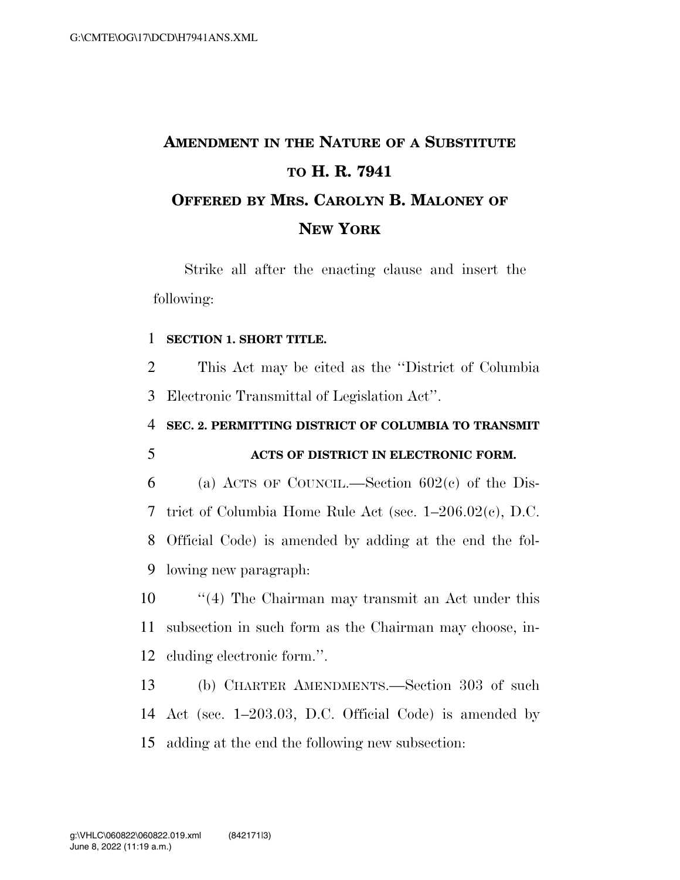# AMENDMENT IN THE NATURE OF A SUBSTITUTE TO H. R. 7941
## OFFERED BY MRS. CAROLYN B. MALONEY OF NEW YORK

Strike all after the enacting clause and insert the following:

**SECTION 1. SHORT TITLE.**

This Act may be cited as the "District of Columbia Electronic Transmittal of Legislation Act".

**SEC. 2. PERMITTING DISTRICT OF COLUMBIA TO TRANSMIT ACTS OF DISTRICT IN ELECTRONIC FORM.**

(a) ACTS OF COUNCIL.—Section 602(c) of the District of Columbia Home Rule Act (sec. 1–206.02(c), D.C. Official Code) is amended by adding at the end the following new paragraph:

"(4) The Chairman may transmit an Act under this subsection in such form as the Chairman may choose, including electronic form.".

(b) CHARTER AMENDMENTS.—Section 303 of such Act (sec. 1–203.03, D.C. Official Code) is amended by adding at the end the following new subsection: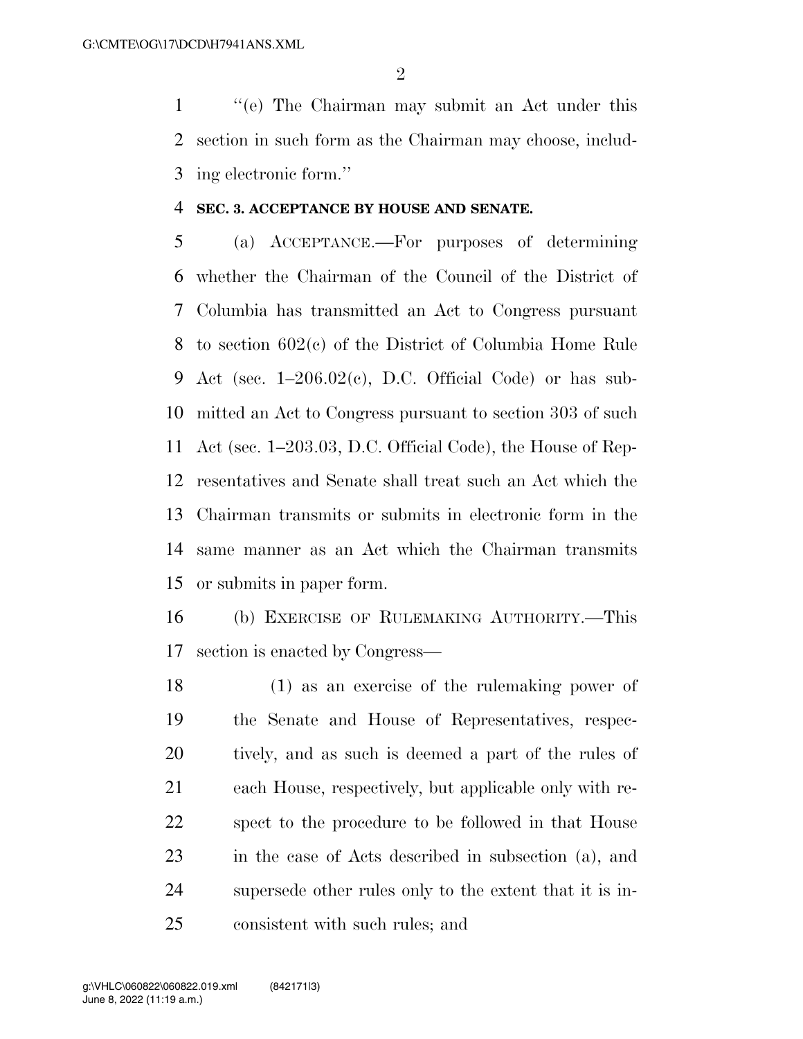"(e) The Chairman may submit an Act under this section in such form as the Chairman may choose, including electronic form."

**SEC. 3. ACCEPTANCE BY HOUSE AND SENATE.**

(a) ACCEPTANCE.—For purposes of determining whether the Chairman of the Council of the District of Columbia has transmitted an Act to Congress pursuant to section 602(c) of the District of Columbia Home Rule Act (sec. 1–206.02(c), D.C. Official Code) or has submitted an Act to Congress pursuant to section 303 of such Act (sec. 1–203.03, D.C. Official Code), the House of Representatives and Senate shall treat such an Act which the Chairman transmits or submits in electronic form in the same manner as an Act which the Chairman transmits or submits in paper form.

(b) EXERCISE OF RULEMAKING AUTHORITY.—This section is enacted by Congress—

(1) as an exercise of the rulemaking power of the Senate and House of Representatives, respectively, and as such is deemed a part of the rules of each House, respectively, but applicable only with respect to the procedure to be followed in that House in the case of Acts described in subsection (a), and supersede other rules only to the extent that it is inconsistent with such rules; and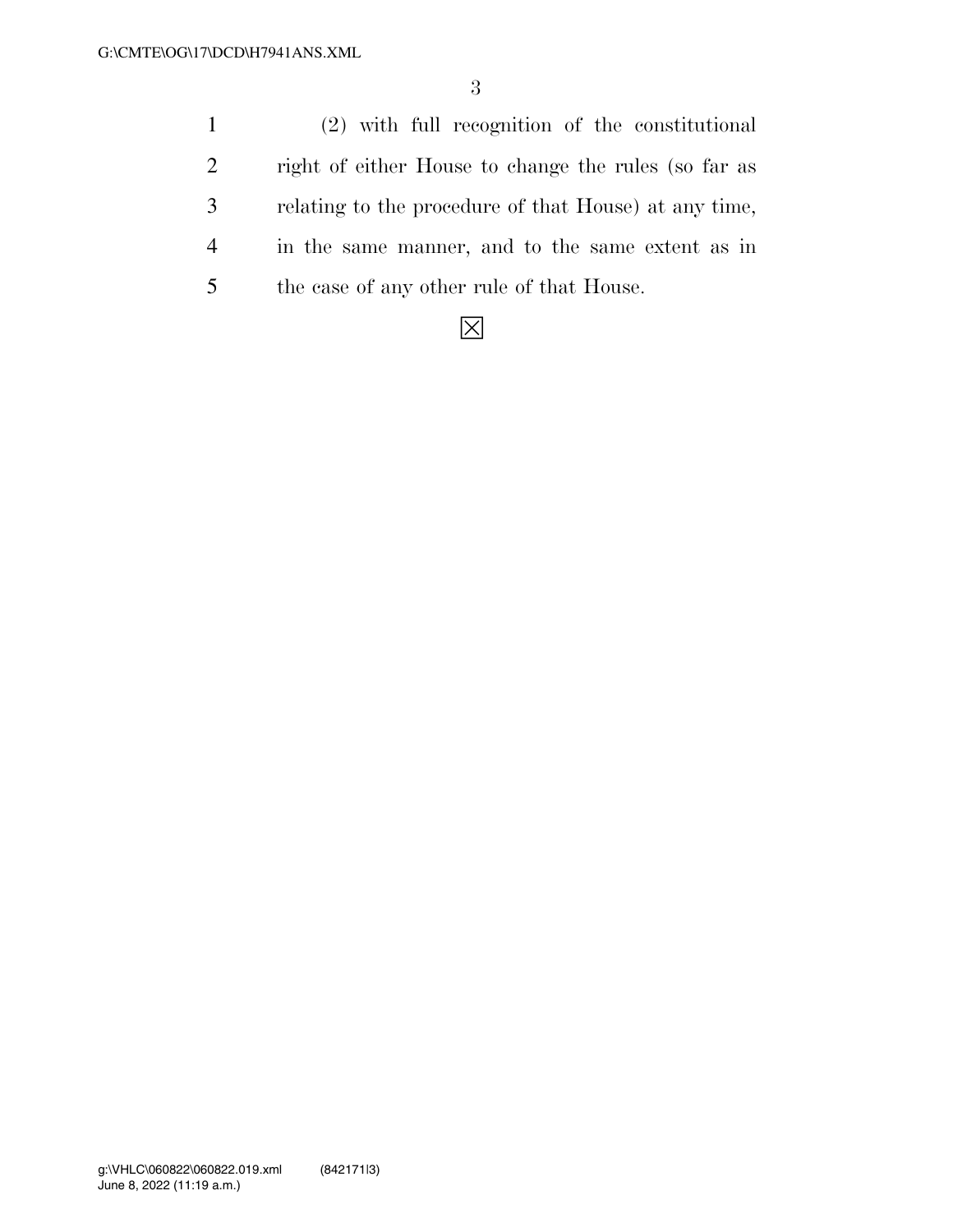(2) with full recognition of the constitutional right of either House to change the rules (so far as relating to the procedure of that House) at any time, in the same manner, and to the same extent as in the case of any other rule of that House.